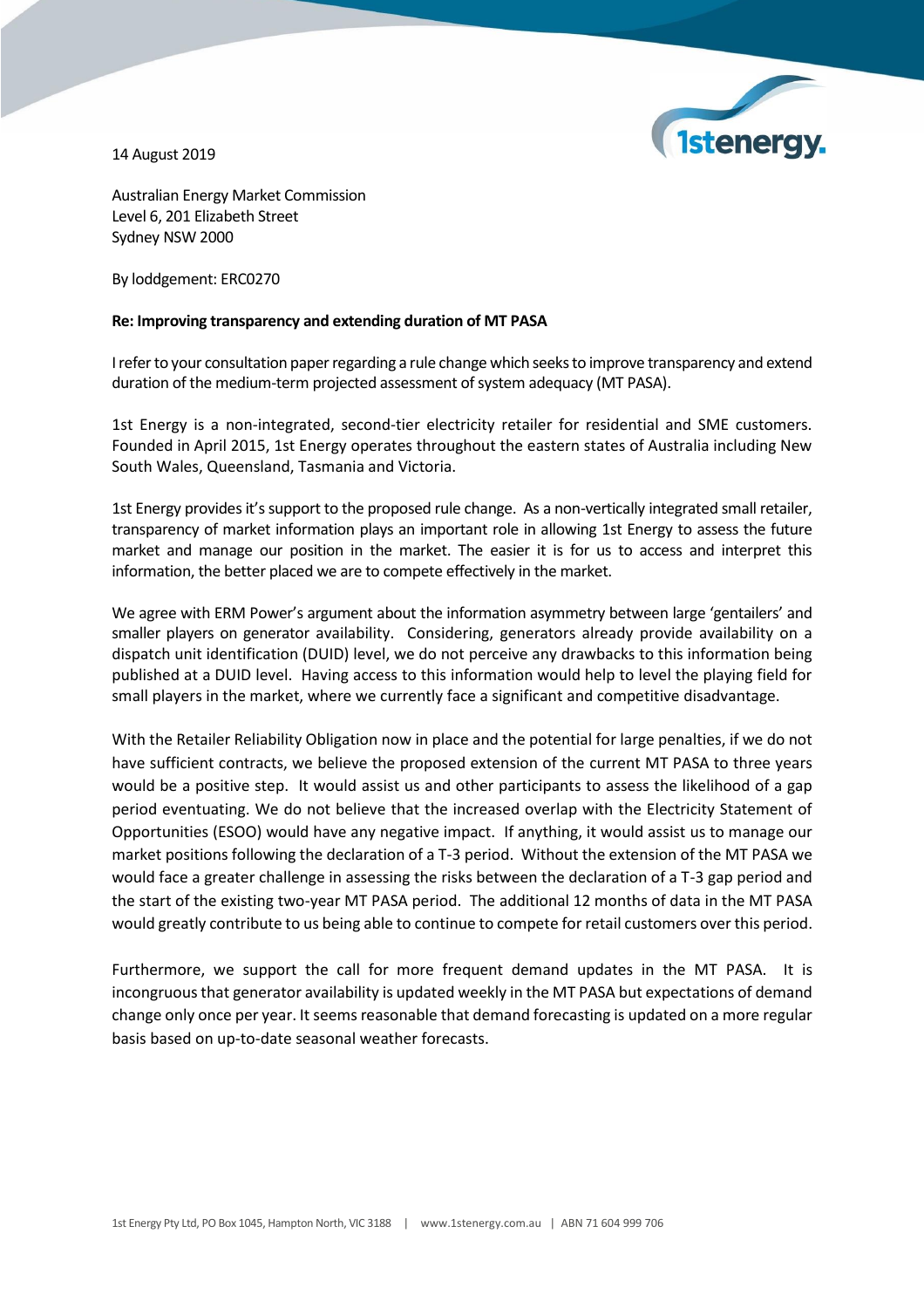14 August 2019

Australian Energy Market Commission
Level 6, 201 Elizabeth Street
Sydney NSW 2000

By loddgement: ERC0270

**Re: Improving transparency and extending duration of MT PASA**

I refer to your consultation paper regarding a rule change which seeks to improve transparency and extend duration of the medium-term projected assessment of system adequacy (MT PASA).

1st Energy is a non-integrated, second-tier electricity retailer for residential and SME customers. Founded in April 2015, 1st Energy operates throughout the eastern states of Australia including New South Wales, Queensland, Tasmania and Victoria.

1st Energy provides it's support to the proposed rule change. As a non-vertically integrated small retailer, transparency of market information plays an important role in allowing 1st Energy to assess the future market and manage our position in the market. The easier it is for us to access and interpret this information, the better placed we are to compete effectively in the market.

We agree with ERM Power's argument about the information asymmetry between large 'gentailers' and smaller players on generator availability. Considering, generators already provide availability on a dispatch unit identification (DUID) level, we do not perceive any drawbacks to this information being published at a DUID level. Having access to this information would help to level the playing field for small players in the market, where we currently face a significant and competitive disadvantage.

With the Retailer Reliability Obligation now in place and the potential for large penalties, if we do not have sufficient contracts, we believe the proposed extension of the current MT PASA to three years would be a positive step. It would assist us and other participants to assess the likelihood of a gap period eventuating. We do not believe that the increased overlap with the Electricity Statement of Opportunities (ESOO) would have any negative impact. If anything, it would assist us to manage our market positions following the declaration of a T-3 period. Without the extension of the MT PASA we would face a greater challenge in assessing the risks between the declaration of a T-3 gap period and the start of the existing two-year MT PASA period. The additional 12 months of data in the MT PASA would greatly contribute to us being able to continue to compete for retail customers over this period.

Furthermore, we support the call for more frequent demand updates in the MT PASA. It is incongruous that generator availability is updated weekly in the MT PASA but expectations of demand change only once per year. It seems reasonable that demand forecasting is updated on a more regular basis based on up-to-date seasonal weather forecasts.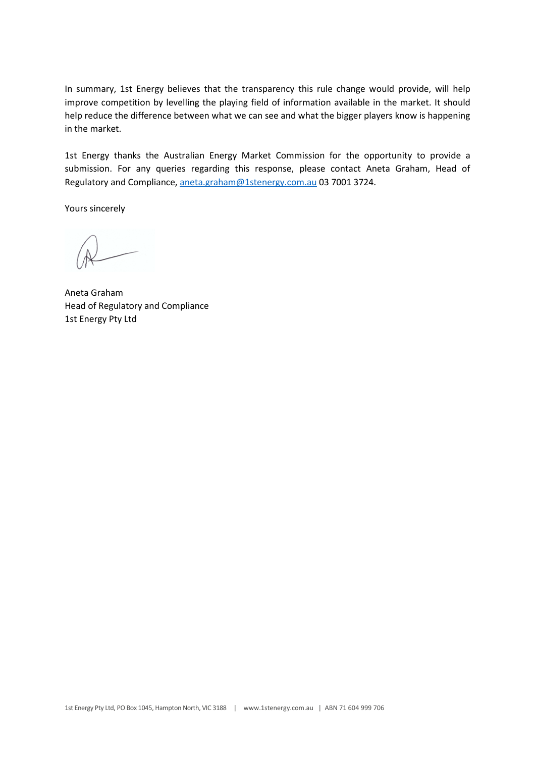In summary, 1st Energy believes that the transparency this rule change would provide, will help improve competition by levelling the playing field of information available in the market. It should help reduce the difference between what we can see and what the bigger players know is happening in the market.

1st Energy thanks the Australian Energy Market Commission for the opportunity to provide a submission. For any queries regarding this response, please contact Aneta Graham, Head of Regulatory and Compliance, aneta.graham@1stenergy.com.au 03 7001 3724.

Yours sincerely

Aneta Graham  
Head of Regulatory and Compliance  
1st Energy Pty Ltd

1st Energy Pty Ltd, PO Box 1045, Hampton North, VIC 3188 | www.1stenergy.com.au | ABN 71 604 999 706